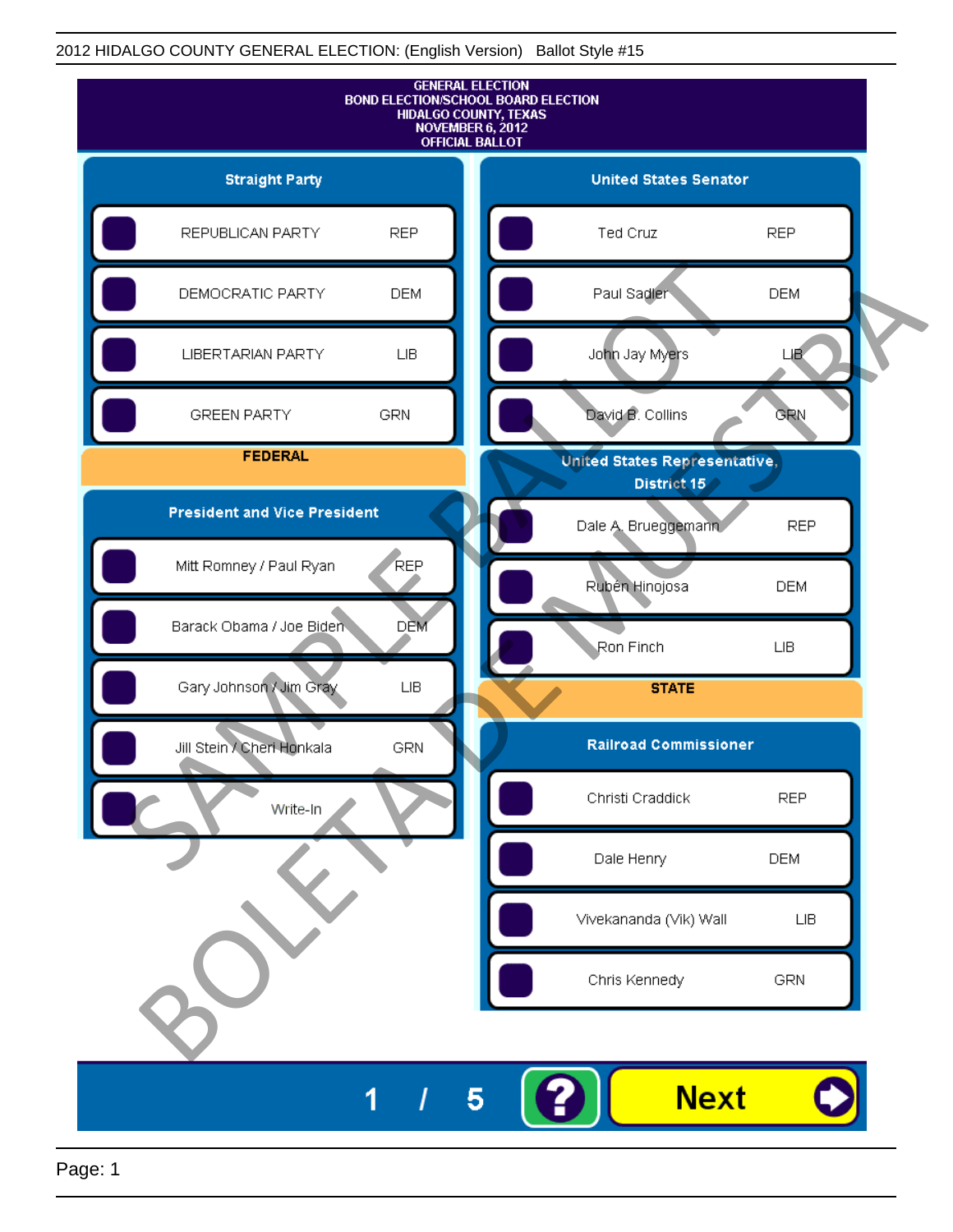2012 HIDALGO COUNTY GENERAL ELECTION: (English Version) Ballot Style #15

GENERAL ELECTION
BOND ELECTION/SCHOOL BOARD ELECTION
HIDALGO COUNTY, TEXAS
NOVEMBER 6, 2012
OFFICIAL BALLOT

## Straight Party

| Candidate | Party |
|---|---|
| REPUBLICAN PARTY | REP |
| DEMOCRATIC PARTY | DEM |
| LIBERTARIAN PARTY | LIB |
| GREEN PARTY | GRN |

## FEDERAL

### President and Vice President

| Candidate | Party |
|---|---|
| Mitt Romney / Paul Ryan | REP |
| Barack Obama / Joe Biden | DEM |
| Gary Johnson / Jim Gray | LIB |
| Jill Stein / Cheri Honkala | GRN |
| Write-In | |

### United States Senator

| Candidate | Party |
|---|---|
| Ted Cruz | REP |
| Paul Sadler | DEM |
| John Jay Myers | LIB |
| David B. Collins | GRN |

### United States Representative, District 15

| Candidate | Party |
|---|---|
| Dale A. Brueggemann | REP |
| Rubén Hinojosa | DEM |
| Ron Finch | LIB |

## STATE

### Railroad Commissioner

| Candidate | Party |
|---|---|
| Christi Craddick | REP |
| Dale Henry | DEM |
| Vivekananda (Vik) Wall | LIB |
| Chris Kennedy | GRN |

SAMPLE BALLOT
BOLETA DE MUESTRA

1 / 5

Next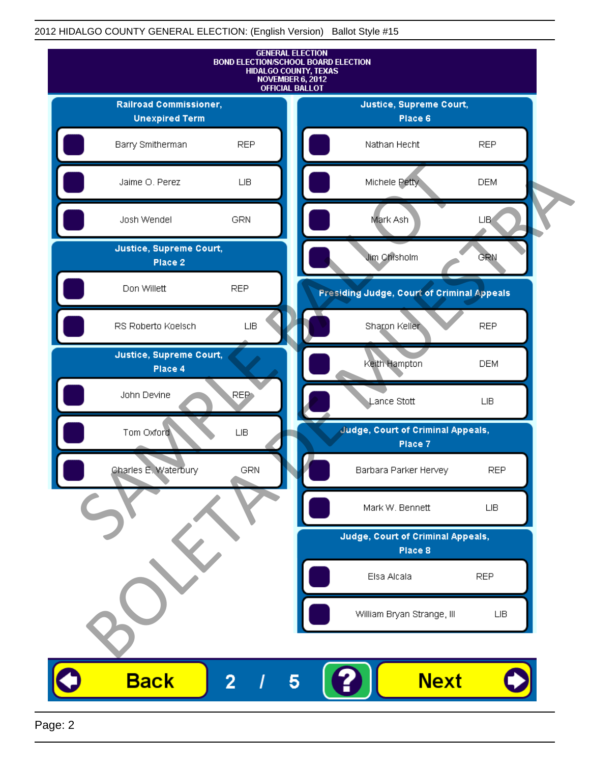GENERAL ELECTION
BOND ELECTION/SCHOOL BOARD ELECTION
HIDALGO COUNTY, TEXAS
NOVEMBER 6, 2012
OFFICIAL BALLOT

## Railroad Commissioner, Unexpired Term

| Candidate | Party |
|---|---|
| Barry Smitherman | REP |
| Jaime O. Perez | LIB |
| Josh Wendel | GRN |

## Justice, Supreme Court, Place 2

| Candidate | Party |
|---|---|
| Don Willett | REP |
| RS Roberto Koelsch | LIB |

## Justice, Supreme Court, Place 4

| Candidate | Party |
|---|---|
| John Devine | REP |
| Tom Oxford | LIB |
| Charles E. Waterbury | GRN |

## Justice, Supreme Court, Place 6

| Candidate | Party |
|---|---|
| Nathan Hecht | REP |
| Michele Petty | DEM |
| Mark Ash | LIB |
| Jim Chisholm | GRN |

## Presiding Judge, Court of Criminal Appeals

| Candidate | Party |
|---|---|
| Sharon Keller | REP |
| Keith Hampton | DEM |
| Lance Stott | LIB |

## Judge, Court of Criminal Appeals, Place 7

| Candidate | Party |
|---|---|
| Barbara Parker Hervey | REP |
| Mark W. Bennett | LIB |

## Judge, Court of Criminal Appeals, Place 8

| Candidate | Party |
|---|---|
| Elsa Alcala | REP |
| William Bryan Strange, III | LIB |

SAMPLE BALLOT
BOLETA DE MUESTRA

Back 2 / 5 ? Next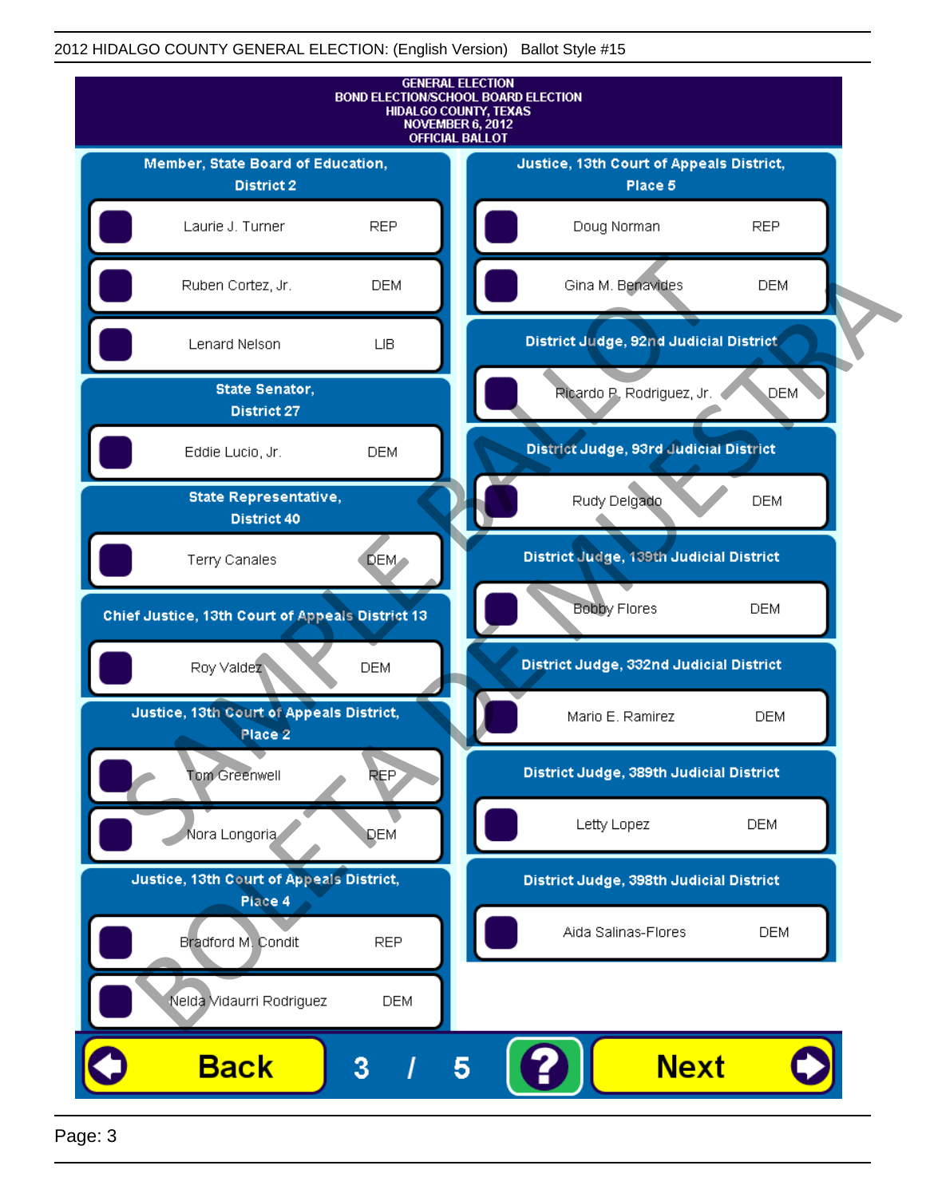GENERAL ELECTION
BOND ELECTION/SCHOOL BOARD ELECTION
HIDALGO COUNTY, TEXAS
NOVEMBER 6, 2012
OFFICIAL BALLOT

### Member, State Board of Education, District 2

| Candidate | Party |
|---|---|
| Laurie J. Turner | REP |
| Ruben Cortez, Jr. | DEM |
| Lenard Nelson | LIB |

### State Senator, District 27

| Candidate | Party |
|---|---|
| Eddie Lucio, Jr. | DEM |

### State Representative, District 40

| Candidate | Party |
|---|---|
| Terry Canales | DEM |

### Chief Justice, 13th Court of Appeals District 13

| Candidate | Party |
|---|---|
| Roy Valdez | DEM |

### Justice, 13th Court of Appeals District, Place 2

| Candidate | Party |
|---|---|
| Tom Greenwell | REP |
| Nora Longoria | DEM |

### Justice, 13th Court of Appeals District, Place 4

| Candidate | Party |
|---|---|
| Bradford M. Condit | REP |
| Nelda Vidaurri Rodriguez | DEM |

### Justice, 13th Court of Appeals District, Place 5

| Candidate | Party |
|---|---|
| Doug Norman | REP |
| Gina M. Benavides | DEM |

### District Judge, 92nd Judicial District

| Candidate | Party |
|---|---|
| Ricardo P. Rodriguez, Jr. | DEM |

### District Judge, 93rd Judicial District

| Candidate | Party |
|---|---|
| Rudy Delgado | DEM |

### District Judge, 139th Judicial District

| Candidate | Party |
|---|---|
| Bobby Flores | DEM |

### District Judge, 332nd Judicial District

| Candidate | Party |
|---|---|
| Mario E. Ramirez | DEM |

### District Judge, 389th Judicial District

| Candidate | Party |
|---|---|
| Letty Lopez | DEM |

### District Judge, 398th Judicial District

| Candidate | Party |
|---|---|
| Aida Salinas-Flores | DEM |

Back  3 / 5  ?  Next

SAMPLE BALLOT — BOLETA DE MUESTRA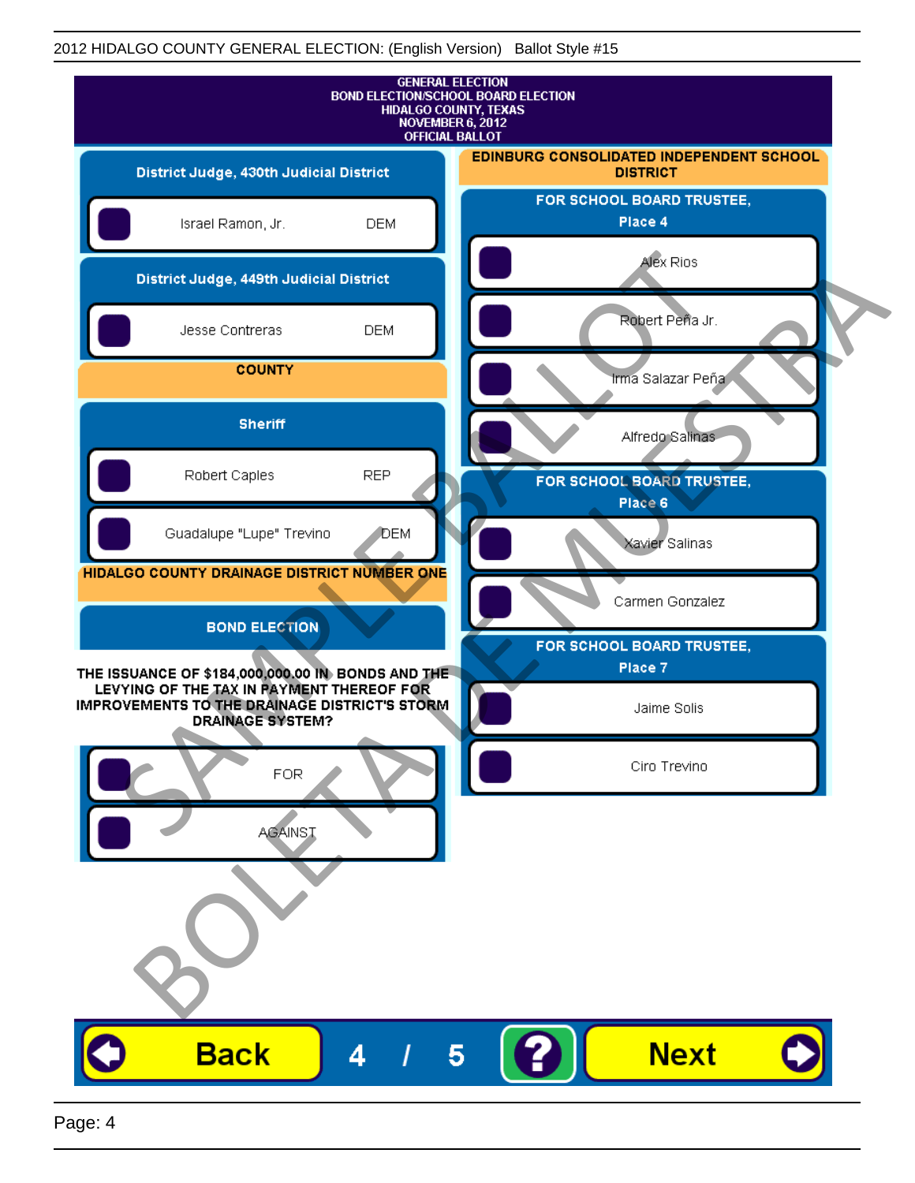2012 HIDALGO COUNTY GENERAL ELECTION: (English Version) Ballot Style #15

GENERAL ELECTION
BOND ELECTION/SCHOOL BOARD ELECTION
HIDALGO COUNTY, TEXAS
NOVEMBER 6, 2012
OFFICIAL BALLOT

## District Judge, 430th Judicial District

- Israel Ramon, Jr. — DEM

## District Judge, 449th Judicial District

- Jesse Contreras — DEM

## COUNTY

### Sheriff

- Robert Caples — REP
- Guadalupe "Lupe" Trevino — DEM

## HIDALGO COUNTY DRAINAGE DISTRICT NUMBER ONE

### BOND ELECTION

**THE ISSUANCE OF $184,000,000.00 IN BONDS AND THE LEVYING OF THE TAX IN PAYMENT THEREOF FOR IMPROVEMENTS TO THE DRAINAGE DISTRICT'S STORM DRAINAGE SYSTEM?**

- FOR
- AGAINST

## EDINBURG CONSOLIDATED INDEPENDENT SCHOOL DISTRICT

### FOR SCHOOL BOARD TRUSTEE, Place 4

- Alex Rios
- Robert Peña Jr.
- Irma Salazar Peña
- Alfredo Salinas

### FOR SCHOOL BOARD TRUSTEE, Place 6

- Xavier Salinas
- Carmen Gonzalez

### FOR SCHOOL BOARD TRUSTEE, Place 7

- Jaime Solis
- Ciro Trevino

SAMPLE BALLOT BOLETA DE MUESTRA

Back 4 / 5 ? Next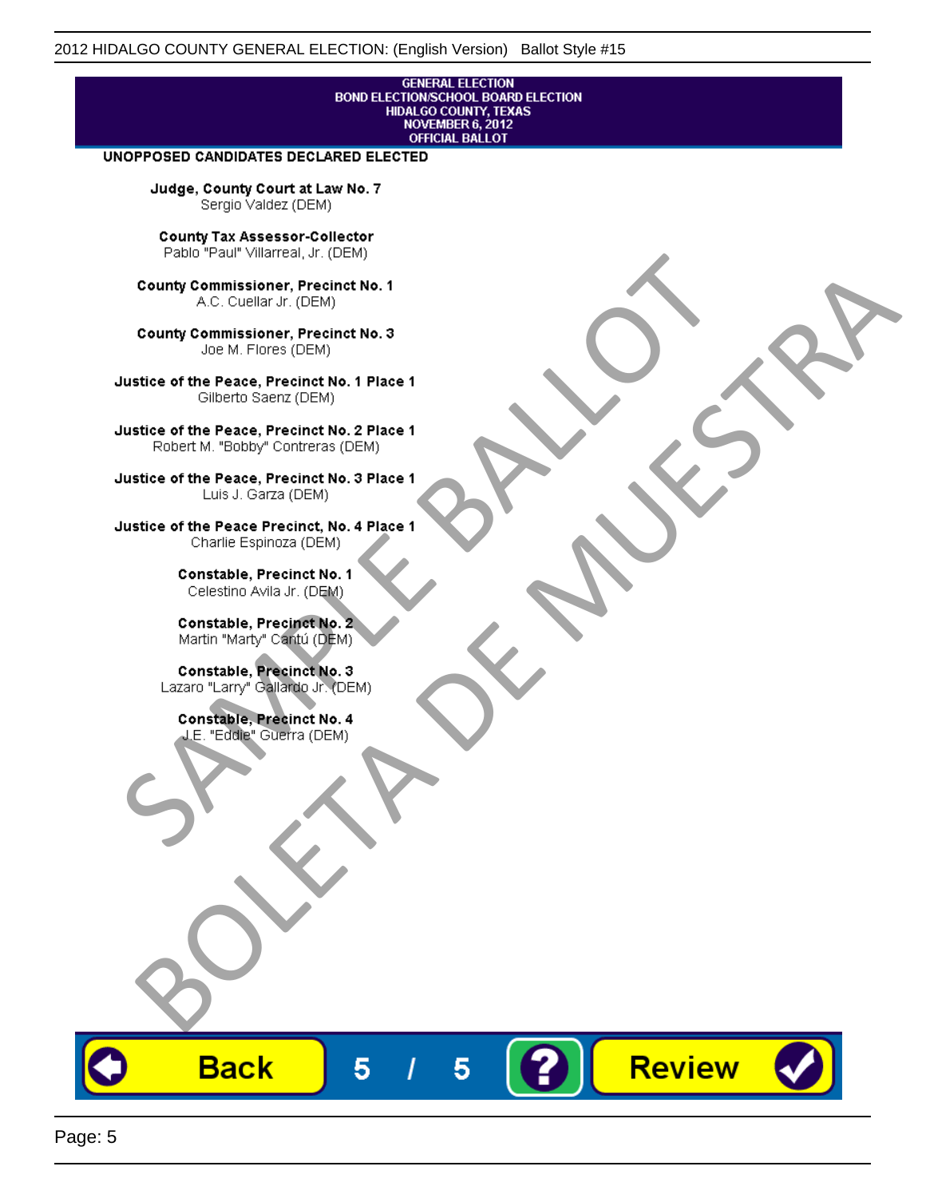GENERAL ELECTION
BOND ELECTION/SCHOOL BOARD ELECTION
HIDALGO COUNTY, TEXAS
NOVEMBER 6, 2012
OFFICIAL BALLOT

**UNOPPOSED CANDIDATES DECLARED ELECTED**

**Judge, County Court at Law No. 7**
Sergio Valdez (DEM)

**County Tax Assessor-Collector**
Pablo "Paul" Villarreal, Jr. (DEM)

**County Commissioner, Precinct No. 1**
A.C. Cuellar Jr. (DEM)

**County Commissioner, Precinct No. 3**
Joe M. Flores (DEM)

**Justice of the Peace, Precinct No. 1 Place 1**
Gilberto Saenz (DEM)

**Justice of the Peace, Precinct No. 2 Place 1**
Robert M. "Bobby" Contreras (DEM)

**Justice of the Peace, Precinct No. 3 Place 1**
Luis J. Garza (DEM)

**Justice of the Peace Precinct, No. 4 Place 1**
Charlie Espinoza (DEM)

**Constable, Precinct No. 1**
Celestino Avila Jr. (DEM)

**Constable, Precinct No. 2**
Martin "Marty" Cantú (DEM)

**Constable, Precinct No. 3**
Lazaro "Larry" Gallardo Jr. (DEM)

**Constable, Precinct No. 4**
J.E. "Eddie" Guerra (DEM)

SAMPLE BALLOT
BOLETA DE MUESTRA

Back 5 / 5 ? Review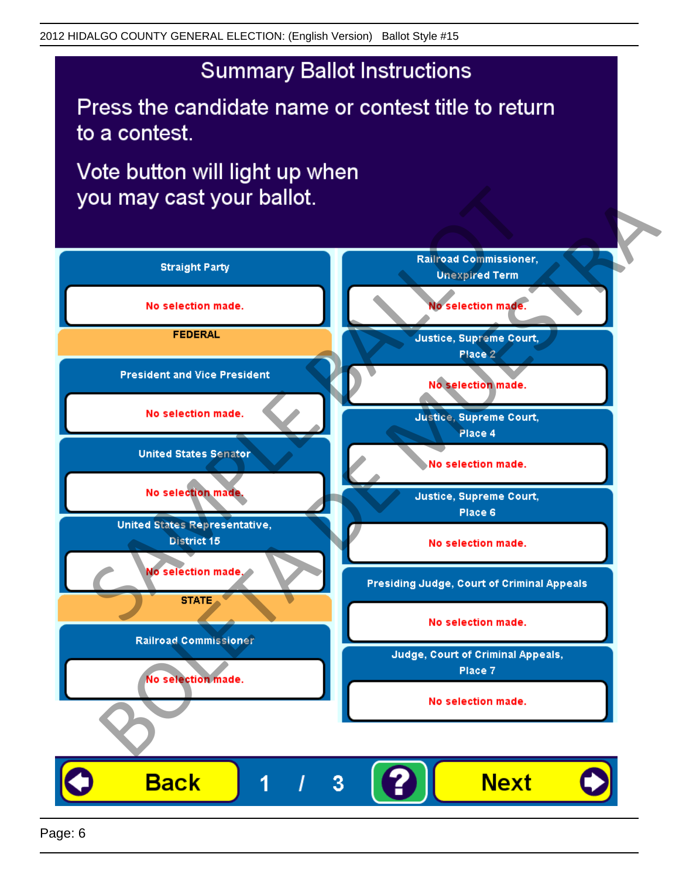# Summary Ballot Instructions

Press the candidate name or contest title to return to a contest.

Vote button will light up when you may cast your ballot.

**Straight Party**

No selection made.

**FEDERAL**

**President and Vice President**

No selection made.

**United States Senator**

No selection made.

**United States Representative, District 15**

No selection made.

**STATE**

**Railroad Commissioner**

No selection made.

**Railroad Commissioner, Unexpired Term**

No selection made.

**Justice, Supreme Court, Place 2**

No selection made.

**Justice, Supreme Court, Place 4**

No selection made.

**Justice, Supreme Court, Place 6**

No selection made.

**Presiding Judge, Court of Criminal Appeals**

No selection made.

**Judge, Court of Criminal Appeals, Place 7**

No selection made.

Back 1 / 3 ? Next

SAMPLE BALLOT BOLETA DE MUESTRA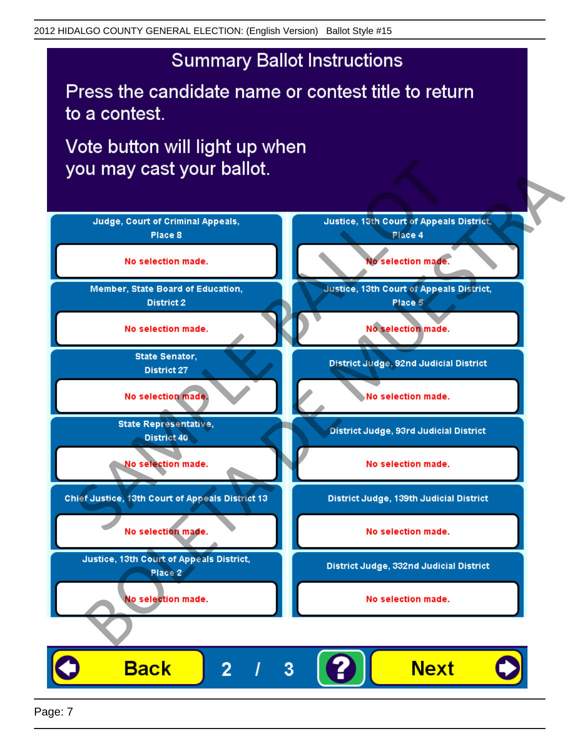# Summary Ballot Instructions

Press the candidate name or contest title to return to a contest.

Vote button will light up when you may cast your ballot.

| Contest | Selection |
|---|---|
| Judge, Court of Criminal Appeals, Place 8 | No selection made. |
| Member, State Board of Education, District 2 | No selection made. |
| State Senator, District 27 | No selection made. |
| State Representative, District 40 | No selection made. |
| Chief Justice, 13th Court of Appeals District 13 | No selection made. |
| Justice, 13th Court of Appeals District, Place 2 | No selection made. |
| Justice, 13th Court of Appeals District, Place 4 | No selection made. |
| Justice, 13th Court of Appeals District, Place 5 | No selection made. |
| District Judge, 92nd Judicial District | No selection made. |
| District Judge, 93rd Judicial District | No selection made. |
| District Judge, 139th Judicial District | No selection made. |
| District Judge, 332nd Judicial District | No selection made. |

Back 2 / 3 ? Next

SAMPLE BALLOT
BOLETA DE MUESTRA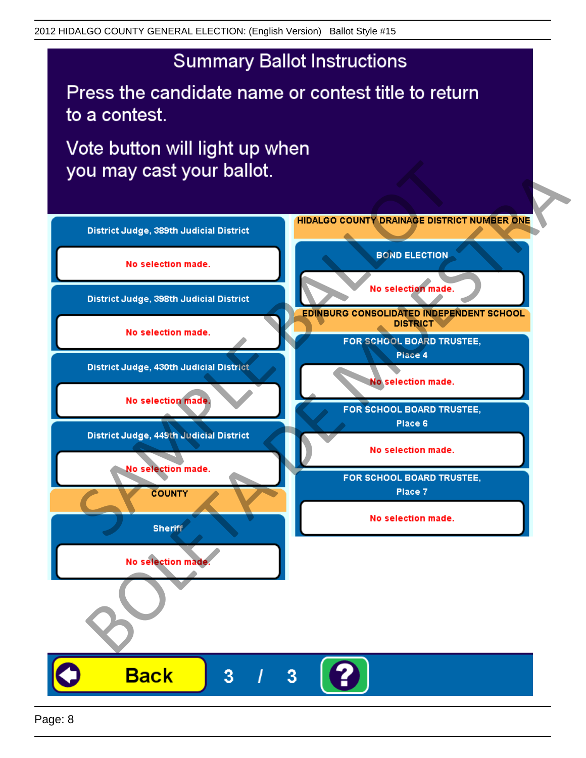2012 HIDALGO COUNTY GENERAL ELECTION: (English Version) Ballot Style #15

# Summary Ballot Instructions

Press the candidate name or contest title to return to a contest.

Vote button will light up when you may cast your ballot.

**District Judge, 389th Judicial District**

No selection made.

**District Judge, 398th Judicial District**

No selection made.

**District Judge, 430th Judicial District**

No selection made.

**District Judge, 449th Judicial District**

No selection made.

**COUNTY**

**Sheriff**

No selection made.

**HIDALGO COUNTY DRAINAGE DISTRICT NUMBER ONE**

**BOND ELECTION**

No selection made.

**EDINBURG CONSOLIDATED INDEPENDENT SCHOOL DISTRICT**

**FOR SCHOOL BOARD TRUSTEE, Place 4**

No selection made.

**FOR SCHOOL BOARD TRUSTEE, Place 6**

No selection made.

**FOR SCHOOL BOARD TRUSTEE, Place 7**

No selection made.

Back 3 / 3 ?

SAMPLE BALLOT

BOLETA DE MUESTRA